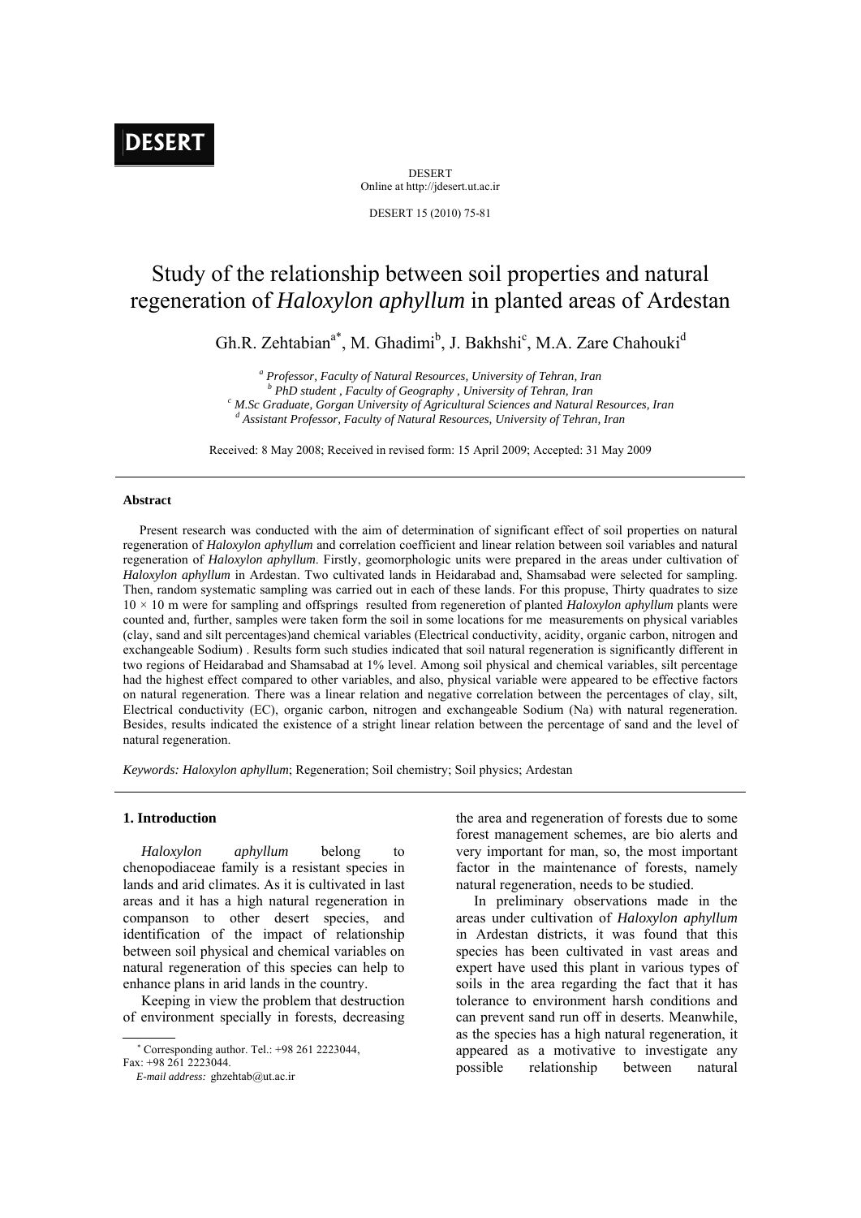DESERT

Online at http://jdesert.ut.ac.ir

DESERT 15 (2010) 75-81

# Study of the relationship between soil properties and natural regeneration of *Haloxylon aphyllum* in planted areas of Ardestan

Gh.R. Zehtabian[a*], M. Ghadimi[b], J. Bakhshi[c], M.A. Zare Chahouki[d]

[a] *Professor, Faculty of Natural Resources, University of Tehran, Iran*
[b] *PhD student , Faculty of Geography , University of Tehran, Iran*
[c] *M.Sc Graduate, Gorgan University of Agricultural Sciences and Natural Resources, Iran*
[d] *Assistant Professor, Faculty of Natural Resources, University of Tehran, Iran*

Received: 8 May 2008; Received in revised form: 15 April 2009; Accepted: 31 May 2009

## Abstract

Present research was conducted with the aim of determination of significant effect of soil properties on natural regeneration of *Haloxylon aphyllum* and correlation coefficient and linear relation between soil variables and natural regeneration of *Haloxylon aphyllum*. Firstly, geomorphologic units were prepared in the areas under cultivation of *Haloxylon aphyllum* in Ardestan. Two cultivated lands in Heidarabad and, Shamsabad were selected for sampling. Then, random systematic sampling was carried out in each of these lands. For this propuse, Thirty quadrates to size 10 × 10 m were for sampling and offsprings resulted from regeneretion of planted *Haloxylon aphyllum* plants were counted and, further, samples were taken form the soil in some locations for me measurements on physical variables (clay, sand and silt percentages)and chemical variables (Electrical conductivity, acidity, organic carbon, nitrogen and exchangeable Sodium) . Results form such studies indicated that soil natural regeneration is significantly different in two regions of Heidarabad and Shamsabad at 1% level. Among soil physical and chemical variables, silt percentage had the highest effect compared to other variables, and also, physical variable were appeared to be effective factors on natural regeneration. There was a linear relation and negative correlation between the percentages of clay, silt, Electrical conductivity (EC), organic carbon, nitrogen and exchangeable Sodium (Na) with natural regeneration. Besides, results indicated the existence of a stright linear relation between the percentage of sand and the level of natural regeneration.

*Keywords: Haloxylon aphyllum*; Regeneration; Soil chemistry; Soil physics; Ardestan

## 1. Introduction

*Haloxylon aphyllum* belong to chenopodiaceae family is a resistant species in lands and arid climates. As it is cultivated in last areas and it has a high natural regeneration in companson to other desert species, and identification of the impact of relationship between soil physical and chemical variables on natural regeneration of this species can help to enhance plans in arid lands in the country.

Keeping in view the problem that destruction of environment specially in forests, decreasing the area and regeneration of forests due to some forest management schemes, are bio alerts and very important for man, so, the most important factor in the maintenance of forests, namely natural regeneration, needs to be studied.

In preliminary observations made in the areas under cultivation of *Haloxylon aphyllum* in Ardestan districts, it was found that this species has been cultivated in vast areas and expert have used this plant in various types of soils in the area regarding the fact that it has tolerance to environment harsh conditions and can prevent sand run off in deserts. Meanwhile, as the species has a high natural regeneration, it appeared as a motivative to investigate any possible relationship between natural

* Corresponding author. Tel.: +98 261 2223044, Fax: +98 261 2223044.
*E-mail address:* ghzehtab@ut.ac.ir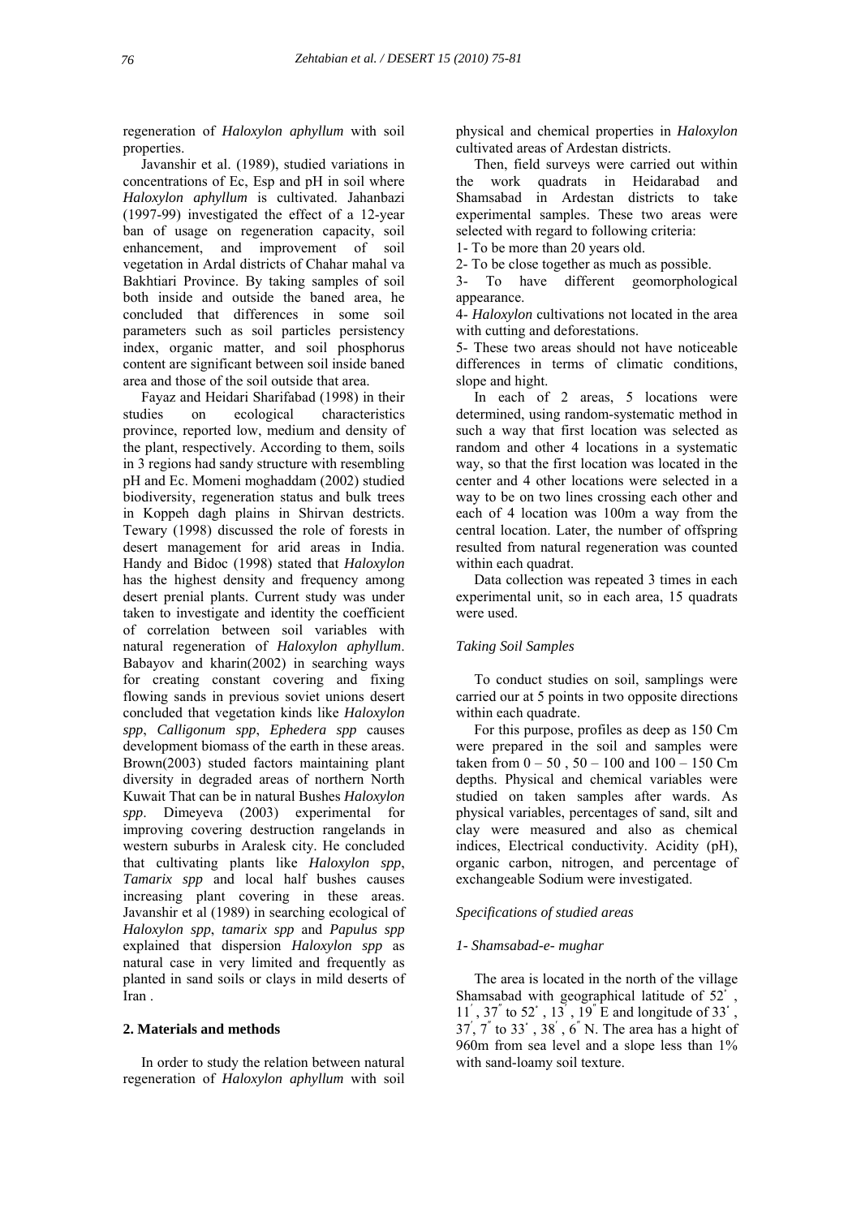regeneration of *Haloxylon aphyllum* with soil properties.

Javanshir et al. (1989), studied variations in concentrations of Ec, Esp and pH in soil where *Haloxylon aphyllum* is cultivated. Jahanbazi (1997-99) investigated the effect of a 12-year ban of usage on regeneration capacity, soil enhancement, and improvement of soil vegetation in Ardal districts of Chahar mahal va Bakhtiari Province. By taking samples of soil both inside and outside the baned area, he concluded that differences in some soil parameters such as soil particles persistency index, organic matter, and soil phosphorus content are significant between soil inside baned area and those of the soil outside that area.

Fayaz and Heidari Sharifabad (1998) in their studies on ecological characteristics province, reported low, medium and density of the plant, respectively. According to them, soils in 3 regions had sandy structure with resembling pH and Ec. Momeni moghaddam (2002) studied biodiversity, regeneration status and bulk trees in Koppeh dagh plains in Shirvan destricts. Tewary (1998) discussed the role of forests in desert management for arid areas in India. Handy and Bidoc (1998) stated that *Haloxylon* has the highest density and frequency among desert prenial plants. Current study was under taken to investigate and identity the coefficient of correlation between soil variables with natural regeneration of *Haloxylon aphyllum*. Babayov and kharin(2002) in searching ways for creating constant covering and fixing flowing sands in previous soviet unions desert concluded that vegetation kinds like *Haloxylon spp*, *Calligonum spp*, *Ephedera spp* causes development biomass of the earth in these areas. Brown(2003) studed factors maintaining plant diversity in degraded areas of northern North Kuwait That can be in natural Bushes *Haloxylon spp*. Dimeyeva (2003) experimental for improving covering destruction rangelands in western suburbs in Aralesk city. He concluded that cultivating plants like *Haloxylon spp*, *Tamarix spp* and local half bushes causes increasing plant covering in these areas. Javanshir et al (1989) in searching ecological of *Haloxylon spp*, *tamarix spp* and *Papulus spp* explained that dispersion *Haloxylon spp* as natural case in very limited and frequently as planted in sand soils or clays in mild deserts of Iran .

## 2. Materials and methods

In order to study the relation between natural regeneration of *Haloxylon aphyllum* with soil physical and chemical properties in *Haloxylon* cultivated areas of Ardestan districts.

Then, field surveys were carried out within the work quadrats in Heidarabad and Shamsabad in Ardestan districts to take experimental samples. These two areas were selected with regard to following criteria:

1- To be more than 20 years old.

2- To be close together as much as possible.

3- To have different geomorphological appearance.

4- *Haloxylon* cultivations not located in the area with cutting and deforestations.

5- These two areas should not have noticeable differences in terms of climatic conditions, slope and hight.

In each of 2 areas, 5 locations were determined, using random-systematic method in such a way that first location was selected as random and other 4 locations in a systematic way, so that the first location was located in the center and 4 other locations were selected in a way to be on two lines crossing each other and each of 4 location was 100m a way from the central location. Later, the number of offspring resulted from natural regeneration was counted within each quadrat.

Data collection was repeated 3 times in each experimental unit, so in each area, 15 quadrats were used.

### *Taking Soil Samples*

To conduct studies on soil, samplings were carried our at 5 points in two opposite directions within each quadrate.

For this purpose, profiles as deep as 150 Cm were prepared in the soil and samples were taken from 0 – 50 , 50 – 100 and 100 – 150 Cm depths. Physical and chemical variables were studied on taken samples after wards. As physical variables, percentages of sand, silt and clay were measured and also as chemical indices, Electrical conductivity. Acidity (pH), organic carbon, nitrogen, and percentage of exchangeable Sodium were investigated.

### *Specifications of studied areas*

#### *1- Shamsabad-e- mughar*

The area is located in the north of the village Shamsabad with geographical latitude of 52˚ , 11′ , 37″ to 52˚ , 13′ , 19″ E and longitude of 33˚ , 37′, 7″ to 33˚ , 38′ , 6″ N. The area has a hight of 960m from sea level and a slope less than 1% with sand-loamy soil texture.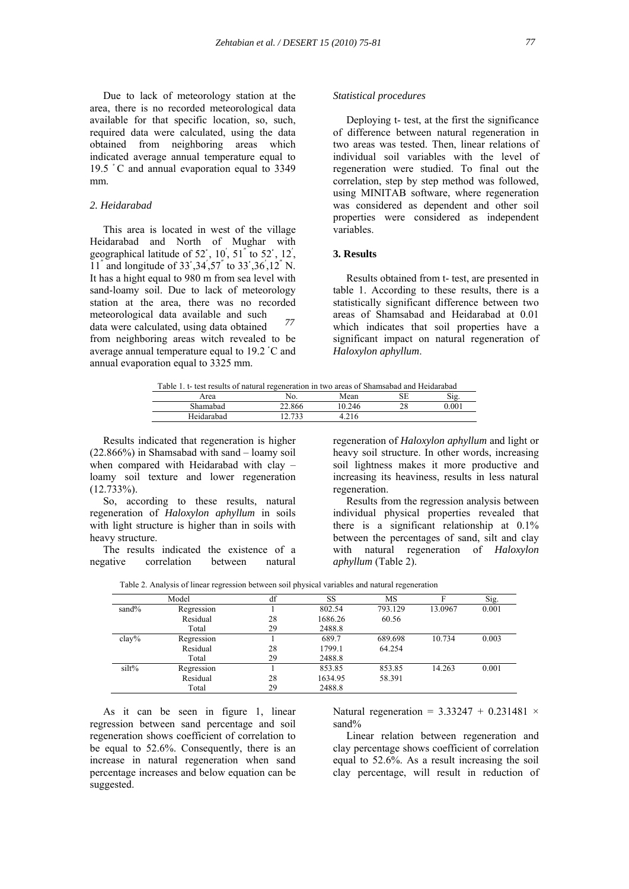Due to lack of meteorology station at the area, there is no recorded meteorological data available for that specific location, so, such, required data were calculated, using the data obtained from neighboring areas which indicated average annual temperature equal to 19.5 ˚C and annual evaporation equal to 3349 mm.

*2. Heidarabad*

This area is located in west of the village Heidarabad and North of Mughar with geographical latitude of 52˚, 10΄, 51˝ to 52˚, 12΄, 11˝ and longitude of 33˚,34΄,57˝ to 33˚,36΄,12˝ N. It has a hight equal to 980 m from sea level with sand-loamy soil. Due to lack of meteorology station at the area, there was no recorded meteorological data available and such data were calculated, using data obtained from neighboring areas witch revealed to be average annual temperature equal to 19.2 ˚C and annual evaporation equal to 3325 mm.

*Statistical procedures*

Deploying t- test, at the first the significance of difference between natural regeneration in two areas was tested. Then, linear relations of individual soil variables with the level of regeneration were studied. To final out the correlation, step by step method was followed, using MINITAB software, where regeneration was considered as dependent and other soil properties were considered as independent variables.

## 3. Results

Results obtained from t- test, are presented in table 1. According to these results, there is a statistically significant difference between two areas of Shamsabad and Heidarabad at 0.01 which indicates that soil properties have a significant impact on natural regeneration of *Haloxylon aphyllum*.

Table 1. t- test results of natural regeneration in two areas of Shamsabad and Heidarabad

| Area | No. | Mean | SE | Sig. |
|---|---|---|---|---|
| Shamabad | 22.866 | 10.246 | 28 | 0.001 |
| Heidarabad | 12.733 | 4.216 | | |

Results indicated that regeneration is higher (22.866%) in Shamsabad with sand – loamy soil when compared with Heidarabad with clay – loamy soil texture and lower regeneration (12.733%).

So, according to these results, natural regeneration of *Haloxylon aphyllum* in soils with light structure is higher than in soils with heavy structure.

The results indicated the existence of a negative correlation between natural regeneration of *Haloxylon aphyllum* and light or heavy soil structure. In other words, increasing soil lightness makes it more productive and increasing its heaviness, results in less natural regeneration.

Results from the regression analysis between individual physical properties revealed that there is a significant relationship at 0.1% between the percentages of sand, silt and clay with natural regeneration of *Haloxylon aphyllum* (Table 2).

Table 2. Analysis of linear regression between soil physical variables and natural regeneration

| Model | | df | SS | MS | F | Sig. |
|---|---|---|---|---|---|---|
| sand% | Regression | 1 | 802.54 | 793.129 | 13.0967 | 0.001 |
| | Residual | 28 | 1686.26 | 60.56 | | |
| | Total | 29 | 2488.8 | | | |
| clay% | Regression | 1 | 689.7 | 689.698 | 10.734 | 0.003 |
| | Residual | 28 | 1799.1 | 64.254 | | |
| | Total | 29 | 2488.8 | | | |
| silt% | Regression | 1 | 853.85 | 853.85 | 14.263 | 0.001 |
| | Residual | 28 | 1634.95 | 58.391 | | |
| | Total | 29 | 2488.8 | | | |

As it can be seen in figure 1, linear regression between sand percentage and soil regeneration shows coefficient of correlation to be equal to 52.6%. Consequently, there is an increase in natural regeneration when sand percentage increases and below equation can be suggested.

$$\text{Natural regeneration} = 3.33247 + 0.231481 \times \text{sand\%}$$

Linear relation between regeneration and clay percentage shows coefficient of correlation equal to 52.6%. As a result increasing the soil clay percentage, will result in reduction of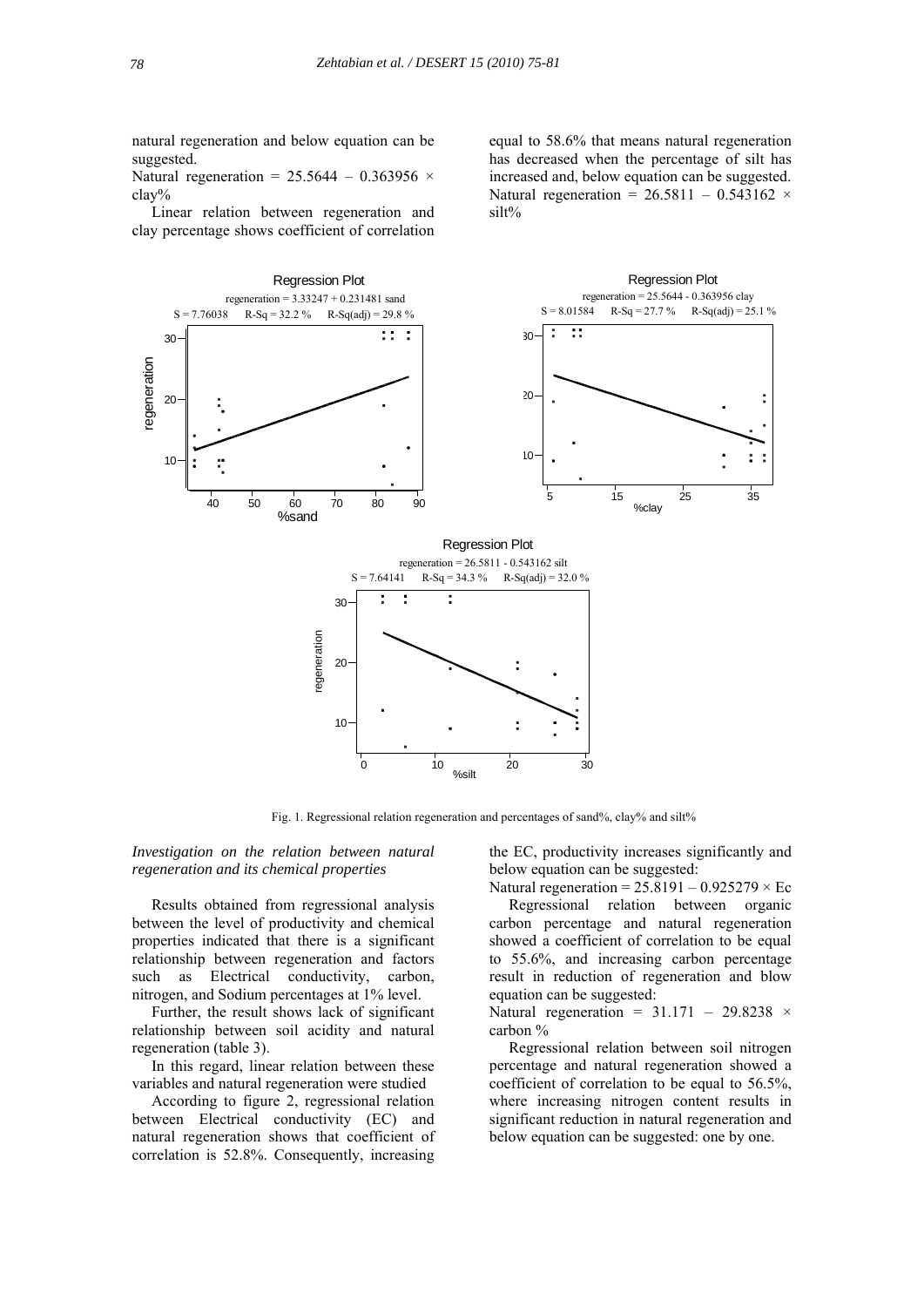natural regeneration and below equation can be suggested.

Natural regeneration = 25.5644 – 0.363956 × clay%

Linear relation between regeneration and clay percentage shows coefficient of correlation equal to 58.6% that means natural regeneration has decreased when the percentage of silt has increased and, below equation can be suggested.

Natural regeneration = 26.5811 – 0.543162 × silt%

Fig. 1. Regressional relation regeneration and percentages of sand%, clay% and silt%

*Investigation on the relation between natural regeneration and its chemical properties*

Results obtained from regressional analysis between the level of productivity and chemical properties indicated that there is a significant relationship between regeneration and factors such as Electrical conductivity, carbon, nitrogen, and Sodium percentages at 1% level.

Further, the result shows lack of significant relationship between soil acidity and natural regeneration (table 3).

In this regard, linear relation between these variables and natural regeneration were studied

According to figure 2, regressional relation between Electrical conductivity (EC) and natural regeneration shows that coefficient of correlation is 52.8%. Consequently, increasing the EC, productivity increases significantly and below equation can be suggested:

Natural regeneration = 25.8191 – 0.925279 × Ec

Regressional relation between organic carbon percentage and natural regeneration showed a coefficient of correlation to be equal to 55.6%, and increasing carbon percentage result in reduction of regeneration and blow equation can be suggested:

Natural regeneration = 31.171 – 29.8238 × carbon %

Regressional relation between soil nitrogen percentage and natural regeneration showed a coefficient of correlation to be equal to 56.5%, where increasing nitrogen content results in significant reduction in natural regeneration and below equation can be suggested: one by one.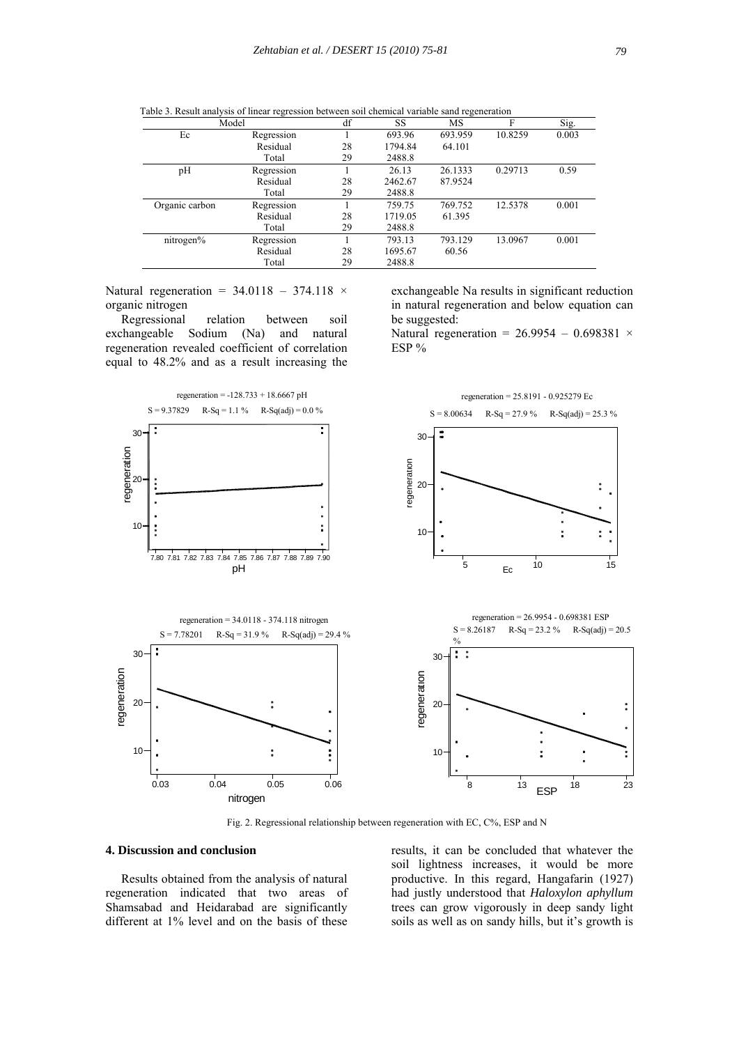Table 3. Result analysis of linear regression between soil chemical variable sand regeneration

| Model | | df | SS | MS | F | Sig. |
|---|---|---|---|---|---|---|
| Ec | Regression | 1 | 693.96 | 693.959 | 10.8259 | 0.003 |
| | Residual | 28 | 1794.84 | 64.101 | | |
| | Total | 29 | 2488.8 | | | |
| pH | Regression | 1 | 26.13 | 26.1333 | 0.29713 | 0.59 |
| | Residual | 28 | 2462.67 | 87.9524 | | |
| | Total | 29 | 2488.8 | | | |
| Organic carbon | Regression | 1 | 759.75 | 769.752 | 12.5378 | 0.001 |
| | Residual | 28 | 1719.05 | 61.395 | | |
| | Total | 29 | 2488.8 | | | |
| nitrogen% | Regression | 1 | 793.13 | 793.129 | 13.0967 | 0.001 |
| | Residual | 28 | 1695.67 | 60.56 | | |
| | Total | 29 | 2488.8 | | | |

Natural regeneration = 34.0118 – 374.118 × organic nitrogen

Regressional relation between soil exchangeable Sodium (Na) and natural regeneration revealed coefficient of correlation equal to 48.2% and as a result increasing the exchangeable Na results in significant reduction in natural regeneration and below equation can be suggested:

Natural regeneration = 26.9954 – 0.698381 × ESP %

regeneration = -128.733 + 18.6667 pH
S = 9.37829 R-Sq = 1.1 % R-Sq(adj) = 0.0 %

regeneration = 25.8191 - 0.925279 Ec
S = 8.00634 R-Sq = 27.9 % R-Sq(adj) = 25.3 %

regeneration = 34.0118 - 374.118 nitrogen
S = 7.78201 R-Sq = 31.9 % R-Sq(adj) = 29.4 %

regeneration = 26.9954 - 0.698381 ESP
S = 8.26187 R-Sq = 23.2 % R-Sq(adj) = 20.5 %

Fig. 2. Regressional relationship between regeneration with EC, C%, ESP and N

## 4. Discussion and conclusion

Results obtained from the analysis of natural regeneration indicated that two areas of Shamsabad and Heidarabad are significantly different at 1% level and on the basis of these results, it can be concluded that whatever the soil lightness increases, it would be more productive. In this regard, Hangafarin (1927) had justly understood that *Haloxylon aphyllum* trees can grow vigorously in deep sandy light soils as well as on sandy hills, but it's growth is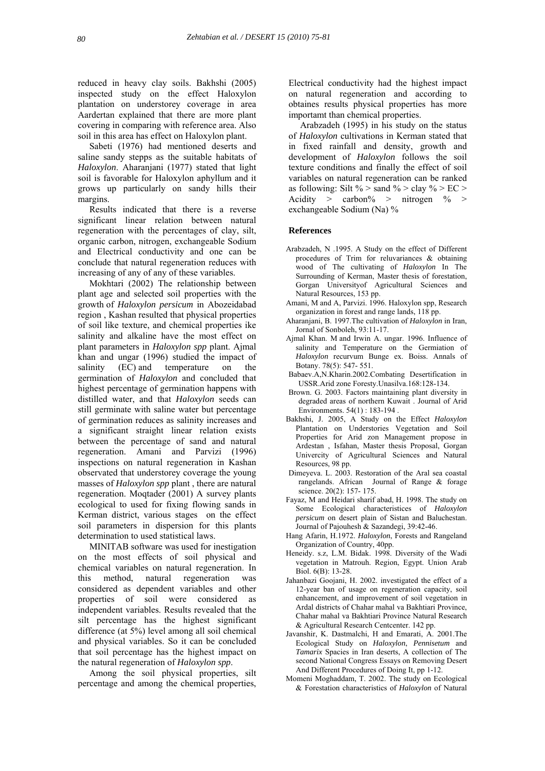reduced in heavy clay soils. Bakhshi (2005) inspected study on the effect Haloxylon plantation on understorey coverage in area Aardertan explained that there are more plant covering in comparing with reference area. Also soil in this area has effect on Haloxylon plant.

Sabeti (1976) had mentioned deserts and saline sandy stepps as the suitable habitats of *Haloxylon*. Aharanjani (1977) stated that light soil is favorable for Haloxylon aphyllum and it grows up particularly on sandy hills their margins.

Results indicated that there is a reverse significant linear relation between natural regeneration with the percentages of clay, silt, organic carbon, nitrogen, exchangeable Sodium and Electrical conductivity and one can be conclude that natural regeneration reduces with increasing of any of any of these variables.

Mokhtari (2002) The relationship between plant age and selected soil properties with the growth of *Haloxylon persicum* in Abozeidabad region , Kashan resulted that physical properties of soil like texture, and chemical properties ike salinity and alkaline have the most effect on plant parameters in *Haloxylon spp* plant. Ajmal khan and ungar (1996) studied the impact of salinity (EC) and temperature on the germination of *Haloxylon* and concluded that highest percentage of germination happens with distilled water, and that *Haloxylon* seeds can still germinate with saline water but percentage of germination reduces as salinity increases and a significant straight linear relation exists between the percentage of sand and natural regeneration. Amani and Parvizi (1996) inspections on natural regeneration in Kashan observated that understorey coverage the young masses of *Haloxylon spp* plant , there are natural regeneration. Moqtader (2001) A survey plants ecological to used for fixing flowing sands in Kerman district, various stages on the effect soil parameters in dispersion for this plants determination to used statistical laws.

MINITAB software was used for inestigation on the most effects of soil physical and chemical variables on natural regeneration. In this method, natural regeneration was considered as dependent variables and other properties of soil were considered as independent variables. Results revealed that the silt percentage has the highest significant difference (at 5%) level among all soil chemical and physical variables. So it can be concluded that soil percentage has the highest impact on the natural regeneration of *Haloxylon spp*.

Among the soil physical properties, silt percentage and among the chemical properties, Electrical conductivity had the highest impact on natural regeneration and according to obtaines results physical properties has more importamt than chemical properties.

Arabzadeh (1995) in his study on the status of *Haloxylon* cultivations in Kerman stated that in fixed rainfall and density, growth and development of *Haloxylon* follows the soil texture conditions and finally the effect of soil variables on natural regeneration can be ranked as following: Silt % > sand % > clay % > EC > Acidity > carbon% > nitrogen % > exchangeable Sodium (Na) %

## References

Arabzadeh, N .1995. A Study on the effect of Different procedures of Trim for reluvariances & obtaining wood of The cultivating of *Haloxylon* In The Surrounding of Kerman, Master thesis of forestation, Gorgan Universityof Agricultural Sciences and Natural Resources, 153 pp.

Amani, M and A, Parvizi. 1996. Haloxylon spp, Research organization in forest and range lands, 118 pp.

Aharanjani, B. 1997.The cultivation of *Haloxylon* in Iran, Jornal of Sonboleh, 93:11-17.

Ajmal Khan. M and Irwin A. ungar. 1996. Influence of salinity and Temperature on the Germiation of *Haloxylon* recurvum Bunge ex. Boiss. Annals of Botany. 78(5): 547- 551.

Babaev.A,N.Kharin.2002.Combating Desertification in USSR.Arid zone Foresty.Unasilva.168:128-134.

Brown. G. 2003. Factors maintaining plant diversity in degraded areas of northern Kuwait . Journal of Arid Environments. 54(1) : 183-194 .

Bakhshi, J. 2005, A Study on the Effect *Haloxylon* Plantation on Understories Vegetation and Soil Properties for Arid zon Management propose in Ardestan , Isfahan, Master thesis Proposal, Gorgan Univercity of Agricultural Sciences and Natural Resources, 98 pp.

Dimeyeva. L. 2003. Restoration of the Aral sea coastal rangelands. African Journal of Range & forage science. 20(2): 157- 175.

Fayaz, M and Heidari sharif abad, H. 1998. The study on Some Ecological characteristices of *Haloxylon persicum* on desert plain of Sistan and Baluchestan. Journal of Pajouhesh & Sazandegi, 39:42-46.

Hang Afarin, H.1972. *Haloxylon*, Forests and Rangeland Organization of Country, 40pp.

Heneidy. s.z, L.M. Bidak. 1998. Diversity of the Wadi vegetation in Matrouh. Region, Egypt. Union Arab Biol. 6(B): 13-28.

Jahanbazi Goojani, H. 2002. investigated the effect of a 12-year ban of usage on regeneration capacity, soil enhancement, and improvement of soil vegetation in Ardal districts of Chahar mahal va Bakhtiari Province, Chahar mahal va Bakhtiari Province Natural Research & Agricultural Research Centcenter. 142 pp.

Javanshir, K. Dastmalchi, H and Emarati, A. 2001.The Ecological Study on *Haloxylon*, *Pennisetum* and *Tamarix* Spacies in Iran deserts, A collection of The second National Congress Essays on Removing Desert And Different Procedures of Doing It, pp 1-12.

Momeni Moghaddam, T. 2002. The study on Ecological & Forestation characteristics of *Haloxylon* of Natural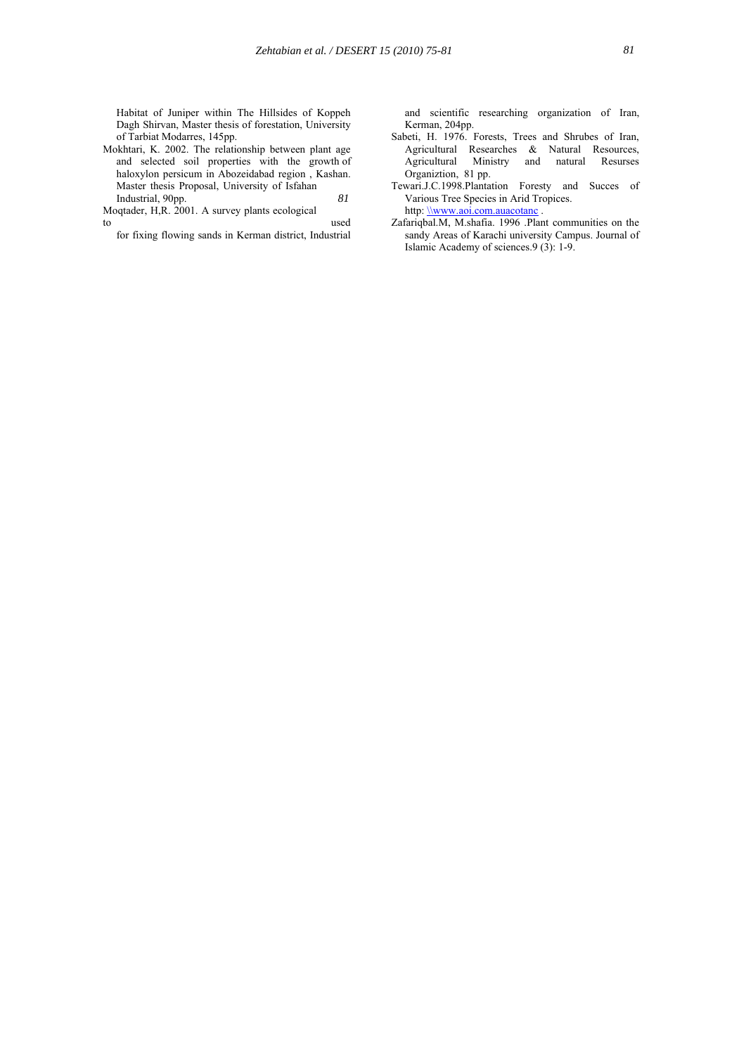Habitat of Juniper within The Hillsides of Koppeh Dagh Shirvan, Master thesis of forestation, University of Tarbiat Modarres, 145pp.

Mokhtari, K. 2002. The relationship between plant age and selected soil properties with the growth of haloxylon persicum in Abozeidabad region , Kashan. Master thesis Proposal, University of Isfahan Industrial, 90pp.

Moqtader, H,R. 2001. A survey plants ecological to used for fixing flowing sands in Kerman district, Industrial and scientific researching organization of Iran, Kerman, 204pp.

Sabeti, H. 1976. Forests, Trees and Shrubes of Iran, Agricultural Researches & Natural Resources, Agricultural Ministry and natural Resurses Organiztion, 81 pp.

Tewari.J.C.1998.Plantation Foresty and Succes of Various Tree Species in Arid Tropices. http: \\www.aoi.com.auacotanc .

Zafariqbal.M, M.shafia. 1996 .Plant communities on the sandy Areas of Karachi university Campus. Journal of Islamic Academy of sciences.9 (3): 1-9.